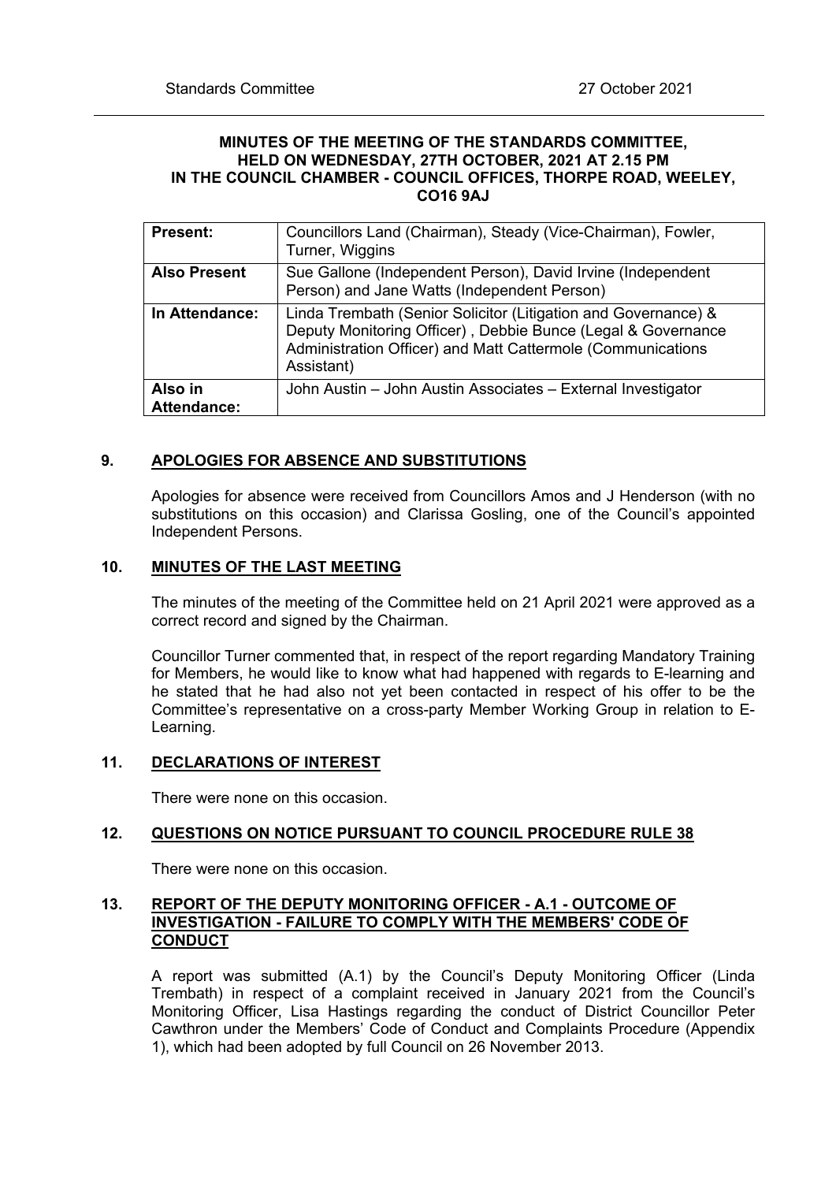**MINUTES OF THE MEETING OF THE STANDARDS COMMITTEE, HELD ON WEDNESDAY, 27TH OCTOBER, 2021 AT 2.15 PM IN THE COUNCIL CHAMBER - COUNCIL OFFICES, THORPE ROAD, WEELEY, CO16 9AJ**

| **Present:** | Councillors Land (Chairman), Steady (Vice-Chairman), Fowler, Turner, Wiggins |
|---|---|
| **Also Present** | Sue Gallone (Independent Person), David Irvine (Independent Person) and Jane Watts (Independent Person) |
| **In Attendance:** | Linda Trembath (Senior Solicitor (Litigation and Governance) & Deputy Monitoring Officer) , Debbie Bunce (Legal & Governance Administration Officer) and Matt Cattermole (Communications Assistant) |
| **Also in Attendance:** | John Austin – John Austin Associates – External Investigator |

## 9. APOLOGIES FOR ABSENCE AND SUBSTITUTIONS

Apologies for absence were received from Councillors Amos and J Henderson (with no substitutions on this occasion) and Clarissa Gosling, one of the Council's appointed Independent Persons.

## 10. MINUTES OF THE LAST MEETING

The minutes of the meeting of the Committee held on 21 April 2021 were approved as a correct record and signed by the Chairman.

Councillor Turner commented that, in respect of the report regarding Mandatory Training for Members, he would like to know what had happened with regards to E-learning and he stated that he had also not yet been contacted in respect of his offer to be the Committee's representative on a cross-party Member Working Group in relation to E-Learning.

## 11. DECLARATIONS OF INTEREST

There were none on this occasion.

## 12. QUESTIONS ON NOTICE PURSUANT TO COUNCIL PROCEDURE RULE 38

There were none on this occasion.

## 13. REPORT OF THE DEPUTY MONITORING OFFICER - A.1 - OUTCOME OF INVESTIGATION - FAILURE TO COMPLY WITH THE MEMBERS' CODE OF CONDUCT

A report was submitted (A.1) by the Council's Deputy Monitoring Officer (Linda Trembath) in respect of a complaint received in January 2021 from the Council's Monitoring Officer, Lisa Hastings regarding the conduct of District Councillor Peter Cawthron under the Members' Code of Conduct and Complaints Procedure (Appendix 1), which had been adopted by full Council on 26 November 2013.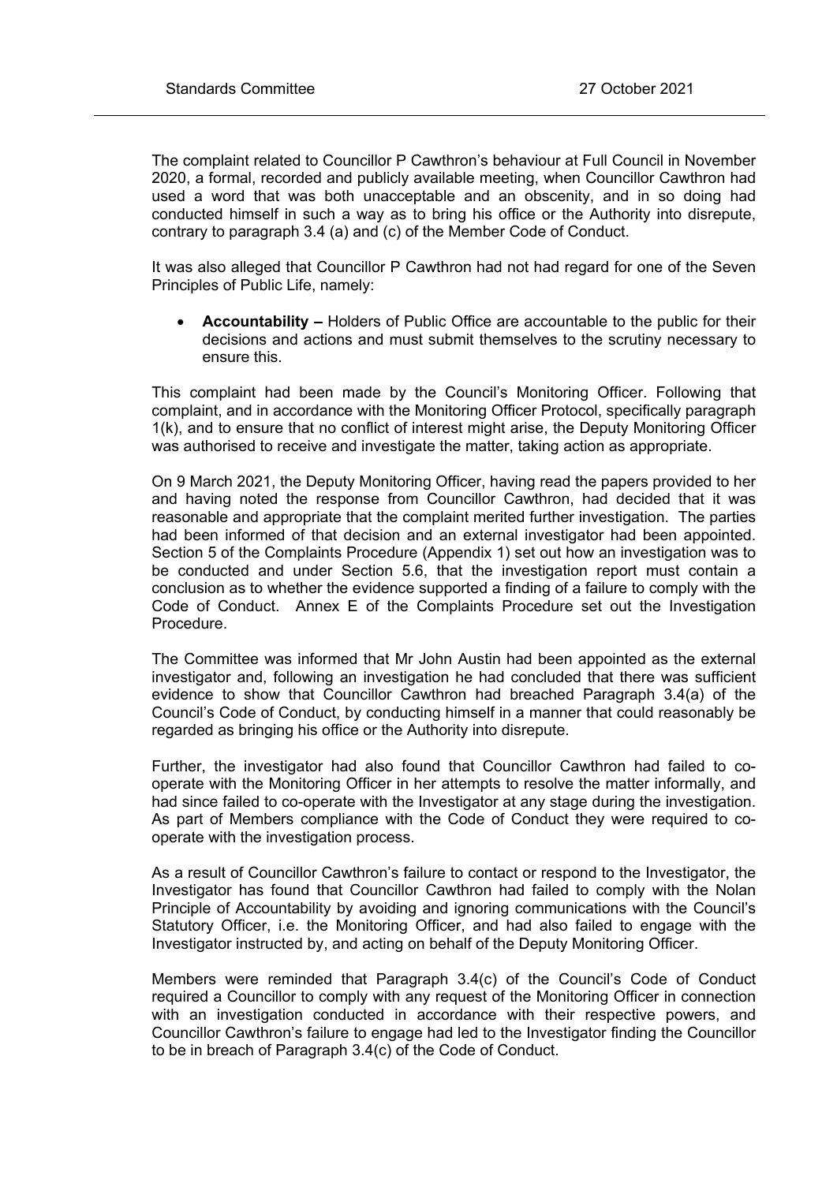The complaint related to Councillor P Cawthron's behaviour at Full Council in November 2020, a formal, recorded and publicly available meeting, when Councillor Cawthron had used a word that was both unacceptable and an obscenity, and in so doing had conducted himself in such a way as to bring his office or the Authority into disrepute, contrary to paragraph 3.4 (a) and (c) of the Member Code of Conduct.

It was also alleged that Councillor P Cawthron had not had regard for one of the Seven Principles of Public Life, namely:

- **Accountability –** Holders of Public Office are accountable to the public for their decisions and actions and must submit themselves to the scrutiny necessary to ensure this.

This complaint had been made by the Council's Monitoring Officer. Following that complaint, and in accordance with the Monitoring Officer Protocol, specifically paragraph 1(k), and to ensure that no conflict of interest might arise, the Deputy Monitoring Officer was authorised to receive and investigate the matter, taking action as appropriate.

On 9 March 2021, the Deputy Monitoring Officer, having read the papers provided to her and having noted the response from Councillor Cawthron, had decided that it was reasonable and appropriate that the complaint merited further investigation. The parties had been informed of that decision and an external investigator had been appointed. Section 5 of the Complaints Procedure (Appendix 1) set out how an investigation was to be conducted and under Section 5.6, that the investigation report must contain a conclusion as to whether the evidence supported a finding of a failure to comply with the Code of Conduct. Annex E of the Complaints Procedure set out the Investigation Procedure.

The Committee was informed that Mr John Austin had been appointed as the external investigator and, following an investigation he had concluded that there was sufficient evidence to show that Councillor Cawthron had breached Paragraph 3.4(a) of the Council's Code of Conduct, by conducting himself in a manner that could reasonably be regarded as bringing his office or the Authority into disrepute.

Further, the investigator had also found that Councillor Cawthron had failed to co-operate with the Monitoring Officer in her attempts to resolve the matter informally, and had since failed to co-operate with the Investigator at any stage during the investigation. As part of Members compliance with the Code of Conduct they were required to co-operate with the investigation process.

As a result of Councillor Cawthron's failure to contact or respond to the Investigator, the Investigator has found that Councillor Cawthron had failed to comply with the Nolan Principle of Accountability by avoiding and ignoring communications with the Council's Statutory Officer, i.e. the Monitoring Officer, and had also failed to engage with the Investigator instructed by, and acting on behalf of the Deputy Monitoring Officer.

Members were reminded that Paragraph 3.4(c) of the Council's Code of Conduct required a Councillor to comply with any request of the Monitoring Officer in connection with an investigation conducted in accordance with their respective powers, and Councillor Cawthron's failure to engage had led to the Investigator finding the Councillor to be in breach of Paragraph 3.4(c) of the Code of Conduct.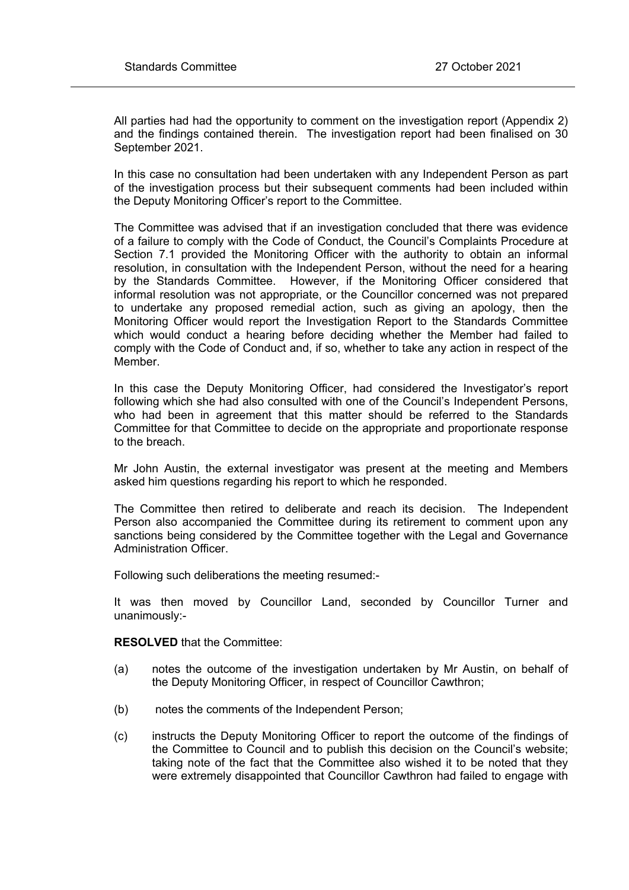All parties had had the opportunity to comment on the investigation report (Appendix 2) and the findings contained therein. The investigation report had been finalised on 30 September 2021.

In this case no consultation had been undertaken with any Independent Person as part of the investigation process but their subsequent comments had been included within the Deputy Monitoring Officer's report to the Committee.

The Committee was advised that if an investigation concluded that there was evidence of a failure to comply with the Code of Conduct, the Council's Complaints Procedure at Section 7.1 provided the Monitoring Officer with the authority to obtain an informal resolution, in consultation with the Independent Person, without the need for a hearing by the Standards Committee. However, if the Monitoring Officer considered that informal resolution was not appropriate, or the Councillor concerned was not prepared to undertake any proposed remedial action, such as giving an apology, then the Monitoring Officer would report the Investigation Report to the Standards Committee which would conduct a hearing before deciding whether the Member had failed to comply with the Code of Conduct and, if so, whether to take any action in respect of the Member.

In this case the Deputy Monitoring Officer, had considered the Investigator's report following which she had also consulted with one of the Council's Independent Persons, who had been in agreement that this matter should be referred to the Standards Committee for that Committee to decide on the appropriate and proportionate response to the breach.

Mr John Austin, the external investigator was present at the meeting and Members asked him questions regarding his report to which he responded.

The Committee then retired to deliberate and reach its decision. The Independent Person also accompanied the Committee during its retirement to comment upon any sanctions being considered by the Committee together with the Legal and Governance Administration Officer.

Following such deliberations the meeting resumed:-

It was then moved by Councillor Land, seconded by Councillor Turner and unanimously:-

**RESOLVED** that the Committee:

(a) notes the outcome of the investigation undertaken by Mr Austin, on behalf of the Deputy Monitoring Officer, in respect of Councillor Cawthron;

(b) notes the comments of the Independent Person;

(c) instructs the Deputy Monitoring Officer to report the outcome of the findings of the Committee to Council and to publish this decision on the Council's website; taking note of the fact that the Committee also wished it to be noted that they were extremely disappointed that Councillor Cawthron had failed to engage with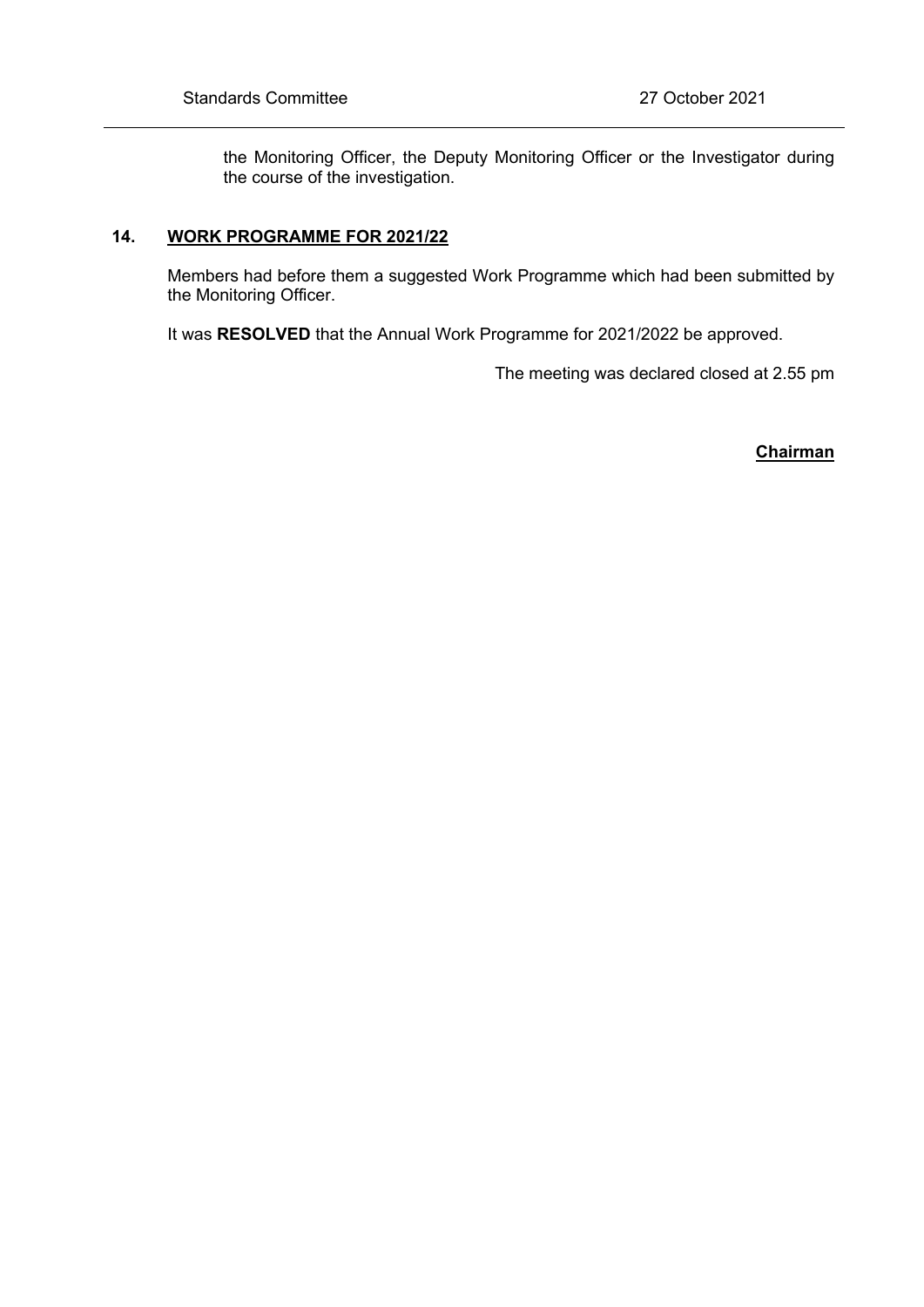the Monitoring Officer, the Deputy Monitoring Officer or the Investigator during the course of the investigation.

## 14. WORK PROGRAMME FOR 2021/22

Members had before them a suggested Work Programme which had been submitted by the Monitoring Officer.

It was **RESOLVED** that the Annual Work Programme for 2021/2022 be approved.

The meeting was declared closed at 2.55 pm

**Chairman**